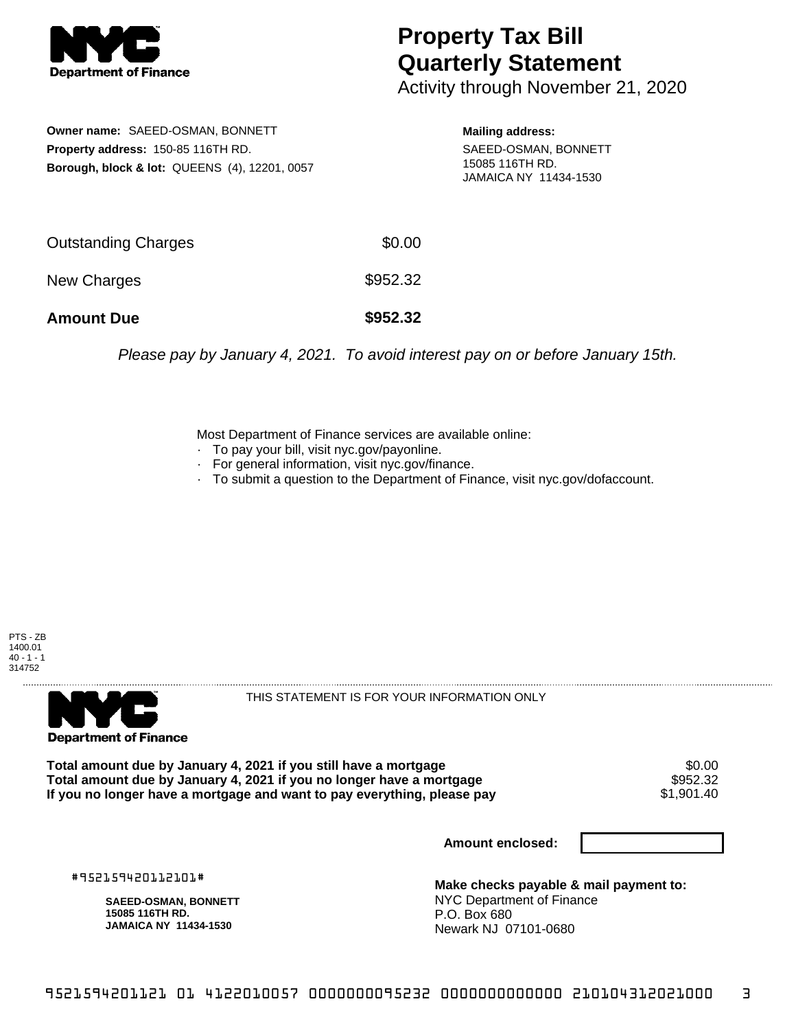**NYC Department of Finance**

# Property Tax Bill Quarterly Statement

Activity through November 21, 2020

**Owner name:** SAEED-OSMAN, BONNETT
**Property address:** 150-85 116TH RD.
**Borough, block & lot:** QUEENS (4), 12201, 0057

**Mailing address:**
SAEED-OSMAN, BONNETT
15085 116TH RD.
JAMAICA NY 11434-1530

| | |
|---|---|
| Outstanding Charges | $0.00 |
| New Charges | $952.32 |
| **Amount Due** | **$952.32** |

*Please pay by January 4, 2021. To avoid interest pay on or before January 15th.*

Most Department of Finance services are available online:

- To pay your bill, visit nyc.gov/payonline.
- For general information, visit nyc.gov/finance.
- To submit a question to the Department of Finance, visit nyc.gov/dofaccount.

PTS - ZB
1400.01
40 - 1 - 1
314752

**NYC Department of Finance**

THIS STATEMENT IS FOR YOUR INFORMATION ONLY

| | |
|---|---|
| **Total amount due by January 4, 2021 if you still have a mortgage** | $0.00 |
| **Total amount due by January 4, 2021 if you no longer have a mortgage** | $952.32 |
| **If you no longer have a mortgage and want to pay everything, please pay** | $1,901.40 |

**Amount enclosed:**

#952159420112101#

**SAEED-OSMAN, BONNETT**
**15085 116TH RD.**
**JAMAICA NY 11434-1530**

**Make checks payable & mail payment to:**
NYC Department of Finance
P.O. Box 680
Newark NJ 07101-0680

9521594201121 01 4122010057 0000000095232 0000000000000 210104312021000 3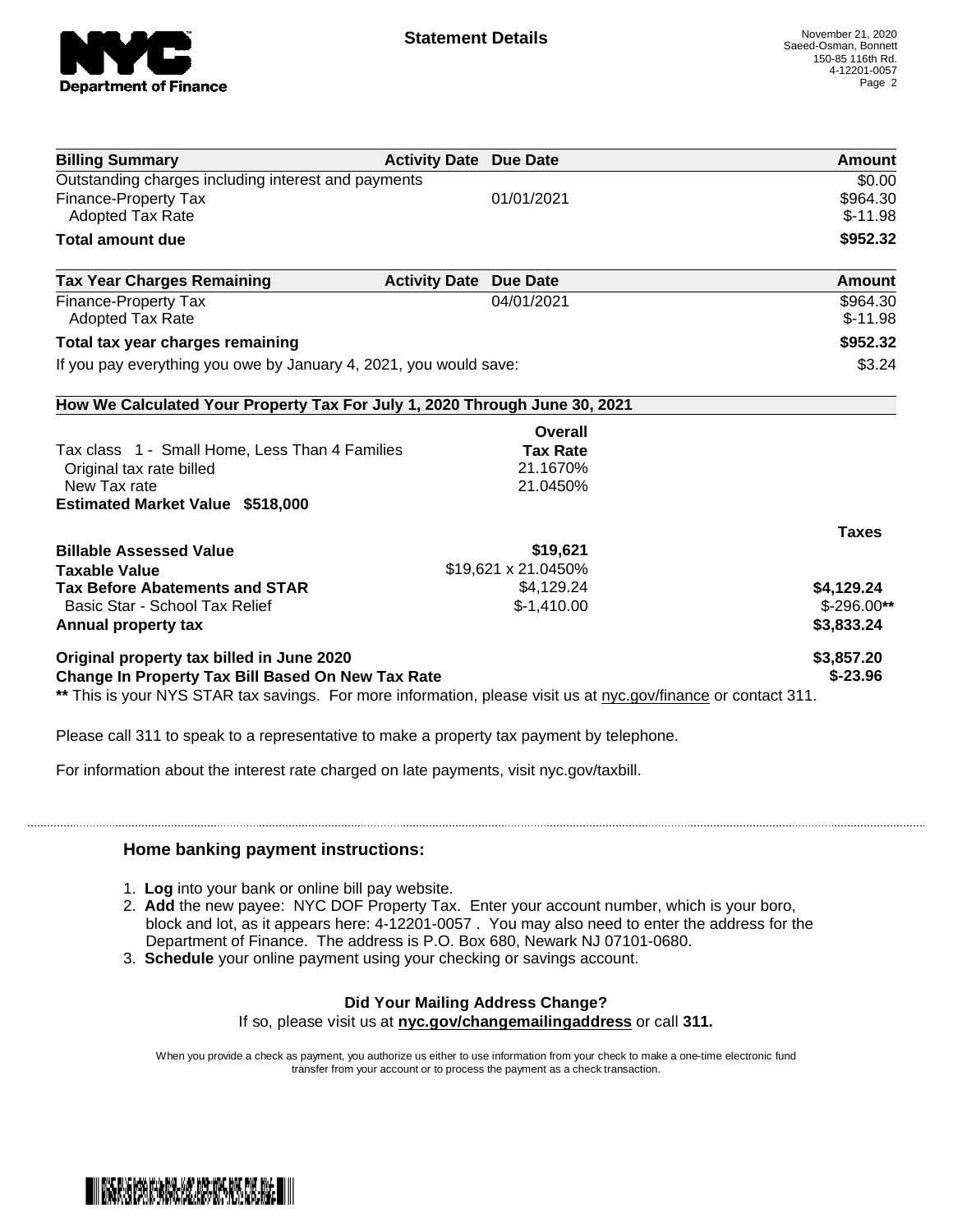# Statement Details

November 21, 2020
Saeed-Osman, Bonnett
150-85 116th Rd.
4-12201-0057

| Billing Summary | Activity Date | Due Date | Amount |
|---|---|---|---|
| Outstanding charges including interest and payments | | | $0.00 |
| Finance-Property Tax | | 01/01/2021 | $964.30 |
| Adopted Tax Rate | | | $-11.98 |
| **Total amount due** | | | **$952.32** |

| Tax Year Charges Remaining | Activity Date | Due Date | Amount |
|---|---|---|---|
| Finance-Property Tax | | 04/01/2021 | $964.30 |
| Adopted Tax Rate | | | $-11.98 |
| **Total tax year charges remaining** | | | **$952.32** |
| If you pay everything you owe by January 4, 2021, you would save: | | | $3.24 |

**How We Calculated Your Property Tax For July 1, 2020 Through June 30, 2021**

| | Overall Tax Rate | |
|---|---|---|
| Tax class 1 - Small Home, Less Than 4 Families | | |
| Original tax rate billed | 21.1670% | |
| New Tax rate | 21.0450% | |
| **Estimated Market Value $518,000** | | |

| | | Taxes |
|---|---|---|
| **Billable Assessed Value** | **$19,621** | |
| **Taxable Value** | $19,621 x 21.0450% | |
| **Tax Before Abatements and STAR** | $4,129.24 | **$4,129.24** |
| Basic Star - School Tax Relief | $-1,410.00 | $-296.00** |
| **Annual property tax** | | **$3,833.24** |
| **Original property tax billed in June 2020** | | **$3,857.20** |
| **Change In Property Tax Bill Based On New Tax Rate** | | **$-23.96** |

** This is your NYS STAR tax savings. For more information, please visit us at nyc.gov/finance or contact 311.

Please call 311 to speak to a representative to make a property tax payment by telephone.

For information about the interest rate charged on late payments, visit nyc.gov/taxbill.

## Home banking payment instructions:

1. **Log** into your bank or online bill pay website.
2. **Add** the new payee: NYC DOF Property Tax. Enter your account number, which is your boro, block and lot, as it appears here: 4-12201-0057 . You may also need to enter the address for the Department of Finance. The address is P.O. Box 680, Newark NJ 07101-0680.
3. **Schedule** your online payment using your checking or savings account.

**Did Your Mailing Address Change?**

If so, please visit us at **nyc.gov/changemailingaddress** or call **311.**

When you provide a check as payment, you authorize us either to use information from your check to make a one-time electronic fund transfer from your account or to process the payment as a check transaction.